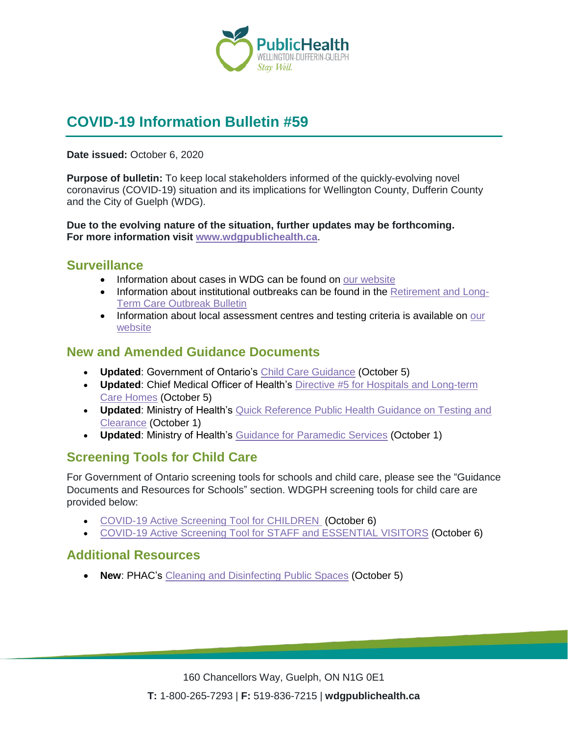# COVID-19 Information Bulletin #59

**Date issued:** October 6, 2020

**Purpose of bulletin:** To keep local stakeholders informed of the quickly-evolving novel coronavirus (COVID-19) situation and its implications for Wellington County, Dufferin County and the City of Guelph (WDG).

**Due to the evolving nature of the situation, further updates may be forthcoming. For more information visit www.wdgpublichealth.ca.**

## Surveillance

- Information about cases in WDG can be found on our website
- Information about institutional outbreaks can be found in the Retirement and Long-Term Care Outbreak Bulletin
- Information about local assessment centres and testing criteria is available on our website

## New and Amended Guidance Documents

- **Updated**: Government of Ontario's Child Care Guidance (October 5)
- **Updated**: Chief Medical Officer of Health's Directive #5 for Hospitals and Long-term Care Homes (October 5)
- **Updated**: Ministry of Health's Quick Reference Public Health Guidance on Testing and Clearance (October 1)
- **Updated**: Ministry of Health's Guidance for Paramedic Services (October 1)

## Screening Tools for Child Care

For Government of Ontario screening tools for schools and child care, please see the "Guidance Documents and Resources for Schools" section. WDGPH screening tools for child care are provided below:

- COVID-19 Active Screening Tool for CHILDREN (October 6)
- COVID-19 Active Screening Tool for STAFF and ESSENTIAL VISITORS (October 6)

## Additional Resources

- **New**: PHAC's Cleaning and Disinfecting Public Spaces (October 5)

160 Chancellors Way, Guelph, ON N1G 0E1

**T:** 1-800-265-7293 | **F:** 519-836-7215 | **wdgpublichealth.ca**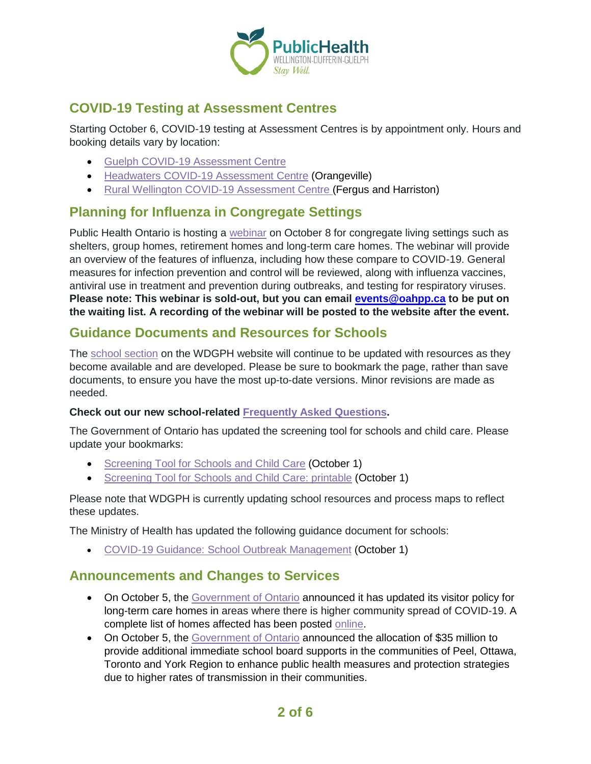## COVID-19 Testing at Assessment Centres

Starting October 6, COVID-19 testing at Assessment Centres is by appointment only. Hours and booking details vary by location:

- Guelph COVID-19 Assessment Centre
- Headwaters COVID-19 Assessment Centre (Orangeville)
- Rural Wellington COVID-19 Assessment Centre (Fergus and Harriston)

## Planning for Influenza in Congregate Settings

Public Health Ontario is hosting a webinar on October 8 for congregate living settings such as shelters, group homes, retirement homes and long-term care homes. The webinar will provide an overview of the features of influenza, including how these compare to COVID-19. General measures for infection prevention and control will be reviewed, along with influenza vaccines, antiviral use in treatment and prevention during outbreaks, and testing for respiratory viruses. **Please note: This webinar is sold-out, but you can email events@oahpp.ca to be put on the waiting list. A recording of the webinar will be posted to the website after the event.**

## Guidance Documents and Resources for Schools

The school section on the WDGPH website will continue to be updated with resources as they become available and are developed. Please be sure to bookmark the page, rather than save documents, to ensure you have the most up-to-date versions. Minor revisions are made as needed.

**Check out our new school-related Frequently Asked Questions.**

The Government of Ontario has updated the screening tool for schools and child care. Please update your bookmarks:

- Screening Tool for Schools and Child Care (October 1)
- Screening Tool for Schools and Child Care: printable (October 1)

Please note that WDGPH is currently updating school resources and process maps to reflect these updates.

The Ministry of Health has updated the following guidance document for schools:

- COVID-19 Guidance: School Outbreak Management (October 1)

## Announcements and Changes to Services

- On October 5, the Government of Ontario announced it has updated its visitor policy for long-term care homes in areas where there is higher community spread of COVID-19. A complete list of homes affected has been posted online.
- On October 5, the Government of Ontario announced the allocation of $35 million to provide additional immediate school board supports in the communities of Peel, Ottawa, Toronto and York Region to enhance public health measures and protection strategies due to higher rates of transmission in their communities.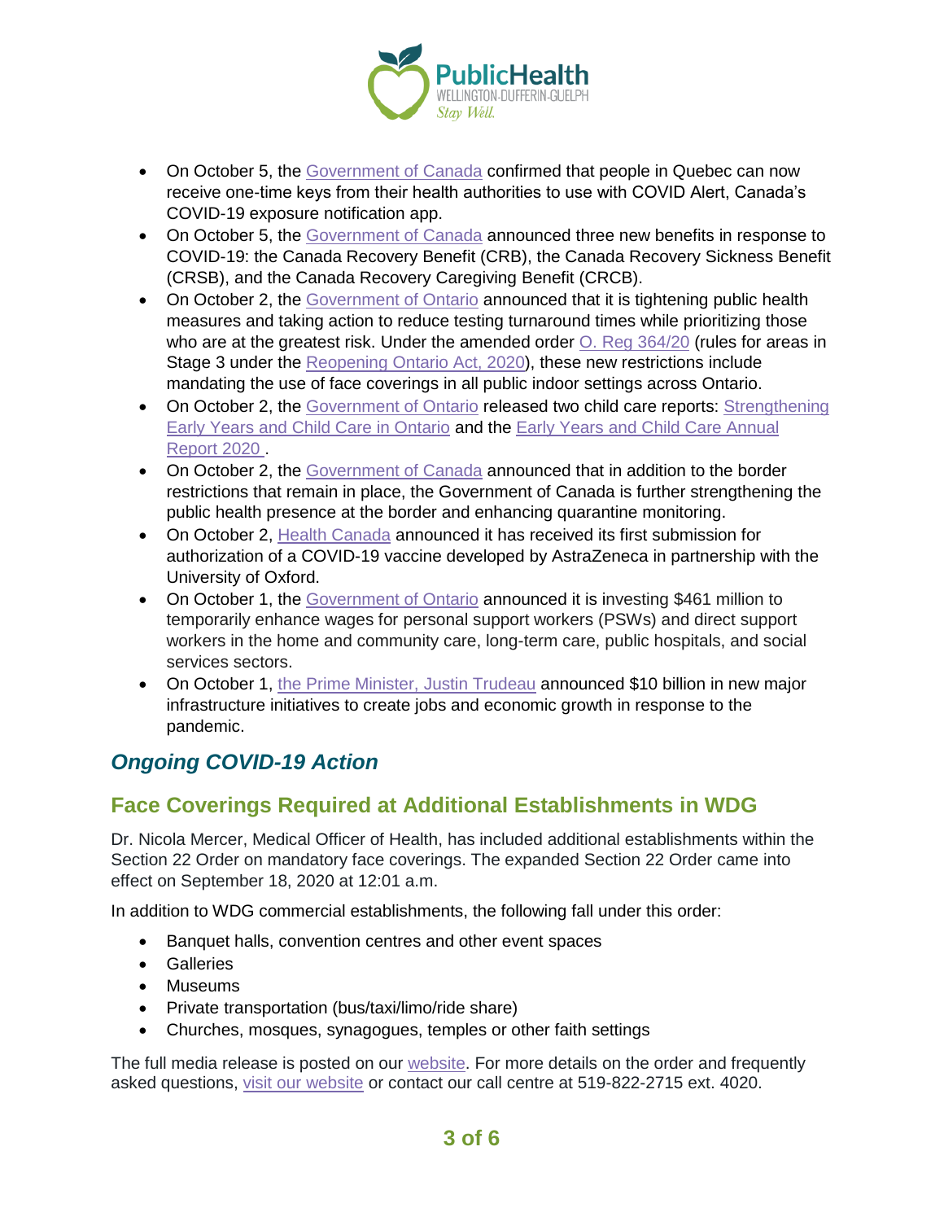- On October 5, the Government of Canada confirmed that people in Quebec can now receive one-time keys from their health authorities to use with COVID Alert, Canada's COVID-19 exposure notification app.
- On October 5, the Government of Canada announced three new benefits in response to COVID-19: the Canada Recovery Benefit (CRB), the Canada Recovery Sickness Benefit (CRSB), and the Canada Recovery Caregiving Benefit (CRCB).
- On October 2, the Government of Ontario announced that it is tightening public health measures and taking action to reduce testing turnaround times while prioritizing those who are at the greatest risk. Under the amended order O. Reg 364/20 (rules for areas in Stage 3 under the Reopening Ontario Act, 2020), these new restrictions include mandating the use of face coverings in all public indoor settings across Ontario.
- On October 2, the Government of Ontario released two child care reports: Strengthening Early Years and Child Care in Ontario and the Early Years and Child Care Annual Report 2020 .
- On October 2, the Government of Canada announced that in addition to the border restrictions that remain in place, the Government of Canada is further strengthening the public health presence at the border and enhancing quarantine monitoring.
- On October 2, Health Canada announced it has received its first submission for authorization of a COVID-19 vaccine developed by AstraZeneca in partnership with the University of Oxford.
- On October 1, the Government of Ontario announced it is investing $461 million to temporarily enhance wages for personal support workers (PSWs) and direct support workers in the home and community care, long-term care, public hospitals, and social services sectors.
- On October 1, the Prime Minister, Justin Trudeau announced $10 billion in new major infrastructure initiatives to create jobs and economic growth in response to the pandemic.

## *Ongoing COVID-19 Action*

## Face Coverings Required at Additional Establishments in WDG

Dr. Nicola Mercer, Medical Officer of Health, has included additional establishments within the Section 22 Order on mandatory face coverings. The expanded Section 22 Order came into effect on September 18, 2020 at 12:01 a.m.

In addition to WDG commercial establishments, the following fall under this order:

- Banquet halls, convention centres and other event spaces
- Galleries
- Museums
- Private transportation (bus/taxi/limo/ride share)
- Churches, mosques, synagogues, temples or other faith settings

The full media release is posted on our website. For more details on the order and frequently asked questions, visit our website or contact our call centre at 519-822-2715 ext. 4020.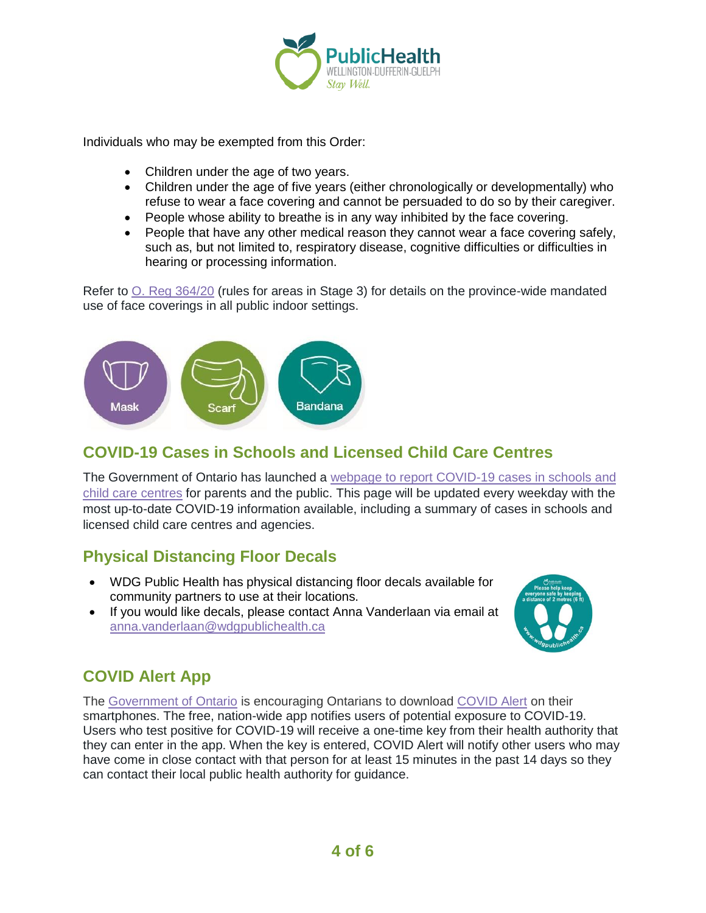Individuals who may be exempted from this Order:

- Children under the age of two years.
- Children under the age of five years (either chronologically or developmentally) who refuse to wear a face covering and cannot be persuaded to do so by their caregiver.
- People whose ability to breathe is in any way inhibited by the face covering.
- People that have any other medical reason they cannot wear a face covering safely, such as, but not limited to, respiratory disease, cognitive difficulties or difficulties in hearing or processing information.

Refer to O. Reg 364/20 (rules for areas in Stage 3) for details on the province-wide mandated use of face coverings in all public indoor settings.

## COVID-19 Cases in Schools and Licensed Child Care Centres

The Government of Ontario has launched a webpage to report COVID-19 cases in schools and child care centres for parents and the public. This page will be updated every weekday with the most up-to-date COVID-19 information available, including a summary of cases in schools and licensed child care centres and agencies.

## Physical Distancing Floor Decals

- WDG Public Health has physical distancing floor decals available for community partners to use at their locations.
- If you would like decals, please contact Anna Vanderlaan via email at anna.vanderlaan@wdgpublichealth.ca

## COVID Alert App

The Government of Ontario is encouraging Ontarians to download COVID Alert on their smartphones. The free, nation-wide app notifies users of potential exposure to COVID-19. Users who test positive for COVID-19 will receive a one-time key from their health authority that they can enter in the app. When the key is entered, COVID Alert will notify other users who may have come in close contact with that person for at least 15 minutes in the past 14 days so they can contact their local public health authority for guidance.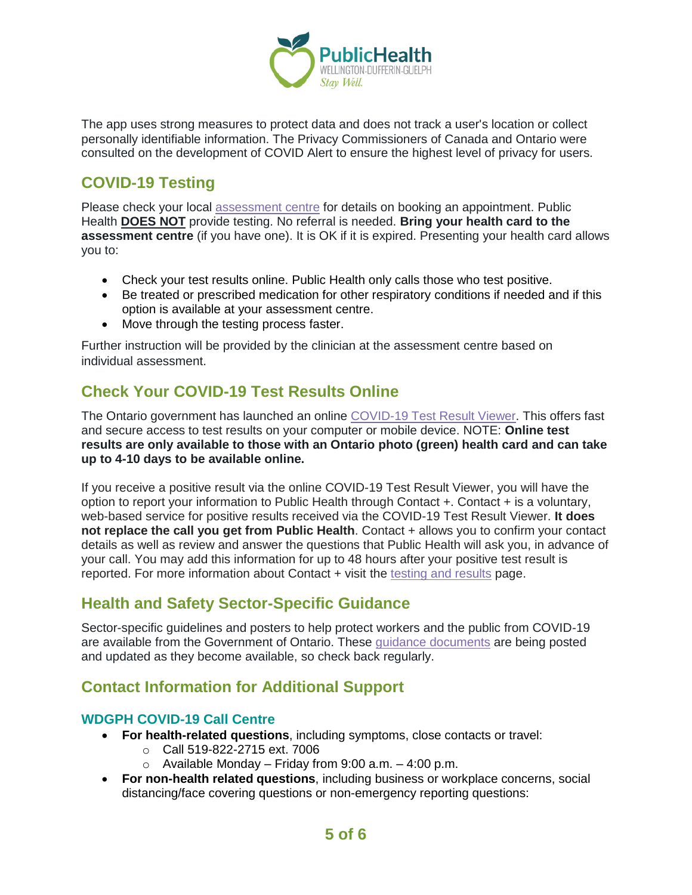The app uses strong measures to protect data and does not track a user's location or collect personally identifiable information. The Privacy Commissioners of Canada and Ontario were consulted on the development of COVID Alert to ensure the highest level of privacy for users.

## COVID-19 Testing

Please check your local assessment centre for details on booking an appointment. Public Health **DOES NOT** provide testing. No referral is needed. **Bring your health card to the assessment centre** (if you have one). It is OK if it is expired. Presenting your health card allows you to:

- Check your test results online. Public Health only calls those who test positive.
- Be treated or prescribed medication for other respiratory conditions if needed and if this option is available at your assessment centre.
- Move through the testing process faster.

Further instruction will be provided by the clinician at the assessment centre based on individual assessment.

## Check Your COVID-19 Test Results Online

The Ontario government has launched an online COVID-19 Test Result Viewer. This offers fast and secure access to test results on your computer or mobile device. NOTE: **Online test results are only available to those with an Ontario photo (green) health card and can take up to 4-10 days to be available online.**

If you receive a positive result via the online COVID-19 Test Result Viewer, you will have the option to report your information to Public Health through Contact +. Contact + is a voluntary, web-based service for positive results received via the COVID-19 Test Result Viewer. **It does not replace the call you get from Public Health**. Contact + allows you to confirm your contact details as well as review and answer the questions that Public Health will ask you, in advance of your call. You may add this information for up to 48 hours after your positive test result is reported. For more information about Contact + visit the testing and results page.

## Health and Safety Sector-Specific Guidance

Sector-specific guidelines and posters to help protect workers and the public from COVID-19 are available from the Government of Ontario. These guidance documents are being posted and updated as they become available, so check back regularly.

## Contact Information for Additional Support

### WDGPH COVID-19 Call Centre

- **For health-related questions**, including symptoms, close contacts or travel:
  - Call 519-822-2715 ext. 7006
  - Available Monday – Friday from 9:00 a.m. – 4:00 p.m.
- **For non-health related questions**, including business or workplace concerns, social distancing/face covering questions or non-emergency reporting questions: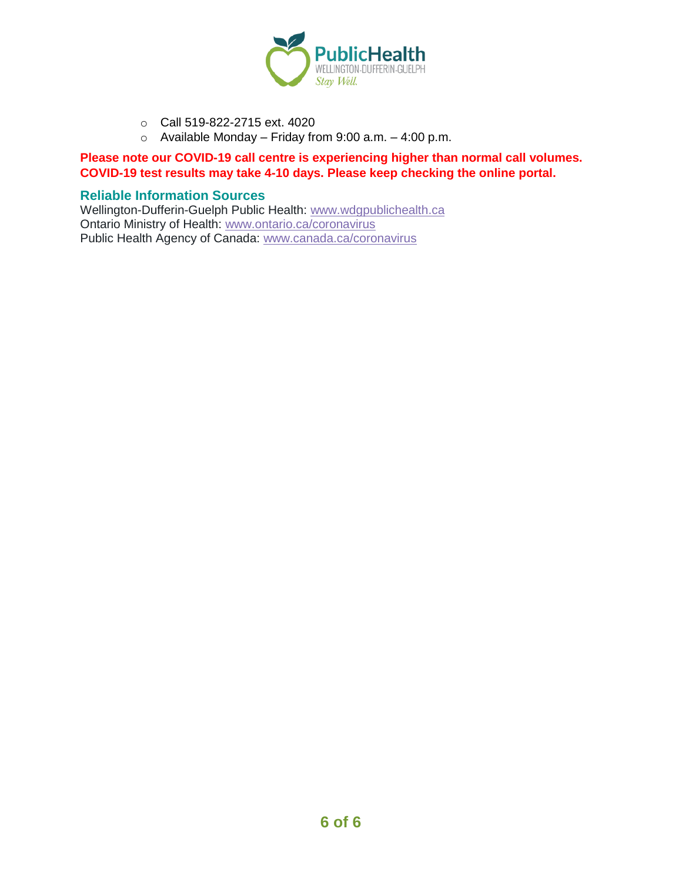- Call 519-822-2715 ext. 4020
- Available Monday – Friday from 9:00 a.m. – 4:00 p.m.

**Please note our COVID-19 call centre is experiencing higher than normal call volumes. COVID-19 test results may take 4-10 days. Please keep checking the online portal.**

## Reliable Information Sources

Wellington-Dufferin-Guelph Public Health: www.wdgpublichealth.ca
Ontario Ministry of Health: www.ontario.ca/coronavirus
Public Health Agency of Canada: www.canada.ca/coronavirus